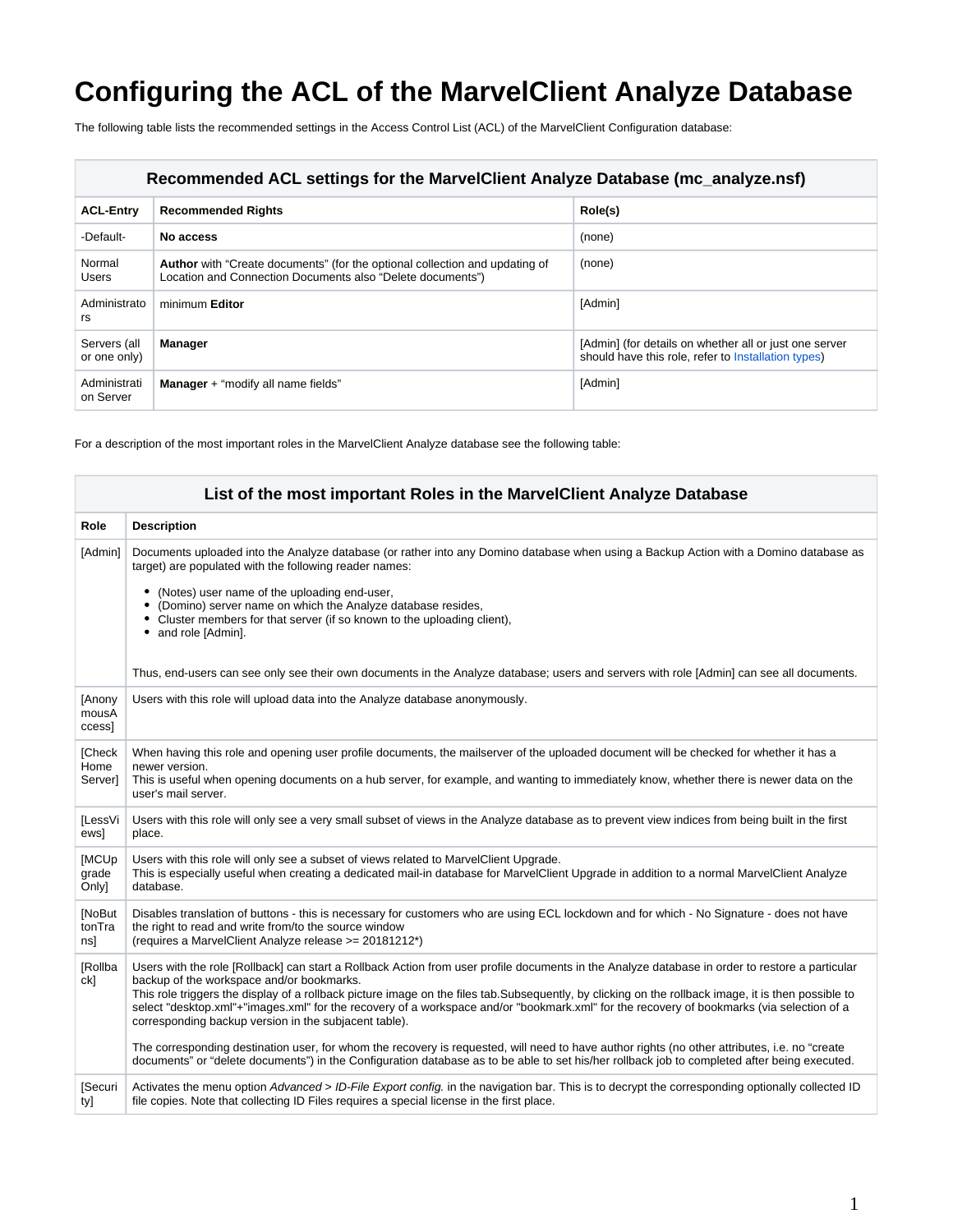# Configuring the ACL of the MarvelClient Analyze Database

The following table lists the recommended settings in the Access Control List (ACL) of the MarvelClient Configuration database:

| Recommended ACL settings for the MarvelClient Analyze Database (mc_analyze.nsf) | | |
|---|---|---|
| **ACL-Entry** | **Recommended Rights** | **Role(s)** |
| -Default- | **No access** | (none) |
| Normal Users | **Author** with "Create documents" (for the optional collection and updating of Location and Connection Documents also "Delete documents") | (none) |
| Administrators | minimum **Editor** | [Admin] |
| Servers (all or one only) | **Manager** | [Admin] (for details on whether all or just one server should have this role, refer to Installation types) |
| Administration Server | **Manager** + "modify all name fields" | [Admin] |

For a description of the most important roles in the MarvelClient Analyze database see the following table:

| List of the most important Roles in the MarvelClient Analyze Database | |
|---|---|
| **Role** | **Description** |
| [Admin] | Documents uploaded into the Analyze database (or rather into any Domino database when using a Backup Action with a Domino database as target) are populated with the following reader names:<br>• (Notes) user name of the uploading end-user,<br>• (Domino) server name on which the Analyze database resides,<br>• Cluster members for that server (if so known to the uploading client),<br>• and role [Admin].<br><br>Thus, end-users can see only see their own documents in the Analyze database; users and servers with role [Admin] can see all documents. |
| [AnonymousAccess] | Users with this role will upload data into the Analyze database anonymously. |
| [CheckHomeServer] | When having this role and opening user profile documents, the mailserver of the uploaded document will be checked for whether it has a newer version.<br>This is useful when opening documents on a hub server, for example, and wanting to immediately know, whether there is newer data on the user's mail server. |
| [LessViews] | Users with this role will only see a very small subset of views in the Analyze database as to prevent view indices from being built in the first place. |
| [MCUpgradeOnly] | Users with this role will only see a subset of views related to MarvelClient Upgrade.<br>This is especially useful when creating a dedicated mail-in database for MarvelClient Upgrade in addition to a normal MarvelClient Analyze database. |
| [NoButtonTrans] | Disables translation of buttons - this is necessary for customers who are using ECL lockdown and for which - No Signature - does not have the right to read and write from/to the source window<br>(requires a MarvelClient Analyze release >= 20181212*) |
| [Rollback] | Users with the role [Rollback] can start a Rollback Action from user profile documents in the Analyze database in order to restore a particular backup of the workspace and/or bookmarks.<br>This role triggers the display of a rollback picture image on the files tab.Subsequently, by clicking on the rollback image, it is then possible to select "desktop.xml"+"images.xml" for the recovery of a workspace and/or "bookmark.xml" for the recovery of bookmarks (via selection of a corresponding backup version in the subjacent table).<br><br>The corresponding destination user, for whom the recovery is requested, will need to have author rights (no other attributes, i.e. no "create documents" or "delete documents") in the Configuration database as to be able to set his/her rollback job to completed after being executed. |
| [Security] | Activates the menu option *Advanced > ID-File Export config.* in the navigation bar. This is to decrypt the corresponding optionally collected ID file copies. Note that collecting ID Files requires a special license in the first place. |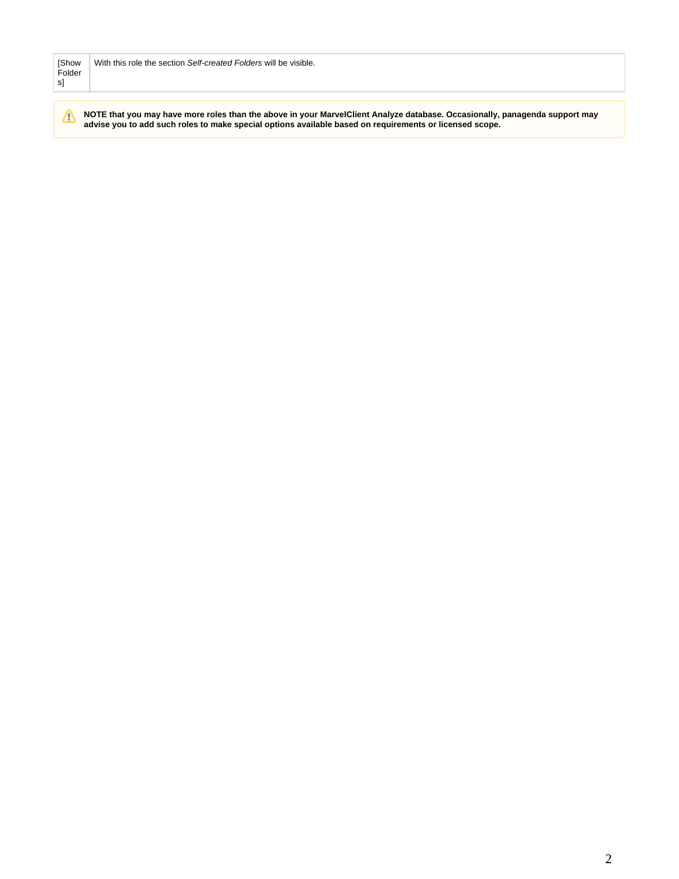| | |
|---|---|
| [Show Folders] | With this role the section *Self-created Folders* will be visible. |

**NOTE that you may have more roles than the above in your MarvelClient Analyze database. Occasionally, panagenda support may advise you to add such roles to make special options available based on requirements or licensed scope.**